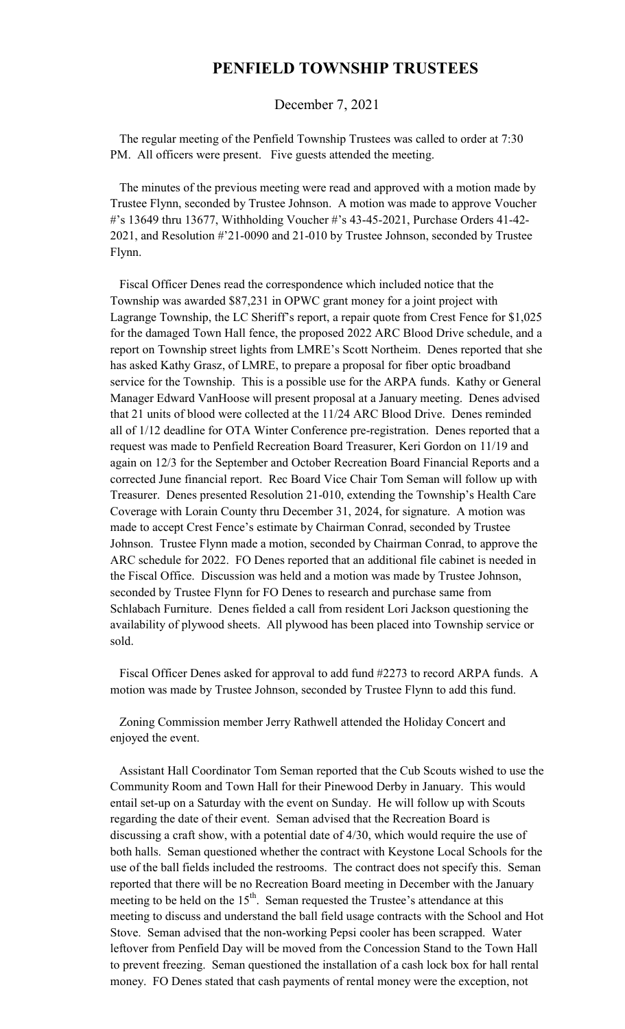# PENFIELD TOWNSHIP TRUSTEES

December 7, 2021

The regular meeting of the Penfield Township Trustees was called to order at 7:30 PM. All officers were present. Five guests attended the meeting.

The minutes of the previous meeting were read and approved with a motion made by Trustee Flynn, seconded by Trustee Johnson. A motion was made to approve Voucher #'s 13649 thru 13677, Withholding Voucher #'s 43-45-2021, Purchase Orders 41-42-2021, and Resolution #'21-0090 and 21-010 by Trustee Johnson, seconded by Trustee Flynn.

Fiscal Officer Denes read the correspondence which included notice that the Township was awarded $87,231 in OPWC grant money for a joint project with Lagrange Township, the LC Sheriff's report, a repair quote from Crest Fence for $1,025 for the damaged Town Hall fence, the proposed 2022 ARC Blood Drive schedule, and a report on Township street lights from LMRE's Scott Northeim. Denes reported that she has asked Kathy Grasz, of LMRE, to prepare a proposal for fiber optic broadband service for the Township. This is a possible use for the ARPA funds. Kathy or General Manager Edward VanHoose will present proposal at a January meeting. Denes advised that 21 units of blood were collected at the 11/24 ARC Blood Drive. Denes reminded all of 1/12 deadline for OTA Winter Conference pre-registration. Denes reported that a request was made to Penfield Recreation Board Treasurer, Keri Gordon on 11/19 and again on 12/3 for the September and October Recreation Board Financial Reports and a corrected June financial report. Rec Board Vice Chair Tom Seman will follow up with Treasurer. Denes presented Resolution 21-010, extending the Township's Health Care Coverage with Lorain County thru December 31, 2024, for signature. A motion was made to accept Crest Fence's estimate by Chairman Conrad, seconded by Trustee Johnson. Trustee Flynn made a motion, seconded by Chairman Conrad, to approve the ARC schedule for 2022. FO Denes reported that an additional file cabinet is needed in the Fiscal Office. Discussion was held and a motion was made by Trustee Johnson, seconded by Trustee Flynn for FO Denes to research and purchase same from Schlabach Furniture. Denes fielded a call from resident Lori Jackson questioning the availability of plywood sheets. All plywood has been placed into Township service or sold.

Fiscal Officer Denes asked for approval to add fund #2273 to record ARPA funds. A motion was made by Trustee Johnson, seconded by Trustee Flynn to add this fund.

Zoning Commission member Jerry Rathwell attended the Holiday Concert and enjoyed the event.

Assistant Hall Coordinator Tom Seman reported that the Cub Scouts wished to use the Community Room and Town Hall for their Pinewood Derby in January. This would entail set-up on a Saturday with the event on Sunday. He will follow up with Scouts regarding the date of their event. Seman advised that the Recreation Board is discussing a craft show, with a potential date of 4/30, which would require the use of both halls. Seman questioned whether the contract with Keystone Local Schools for the use of the ball fields included the restrooms. The contract does not specify this. Seman reported that there will be no Recreation Board meeting in December with the January meeting to be held on the 15th. Seman requested the Trustee's attendance at this meeting to discuss and understand the ball field usage contracts with the School and Hot Stove. Seman advised that the non-working Pepsi cooler has been scrapped. Water leftover from Penfield Day will be moved from the Concession Stand to the Town Hall to prevent freezing. Seman questioned the installation of a cash lock box for hall rental money. FO Denes stated that cash payments of rental money were the exception, not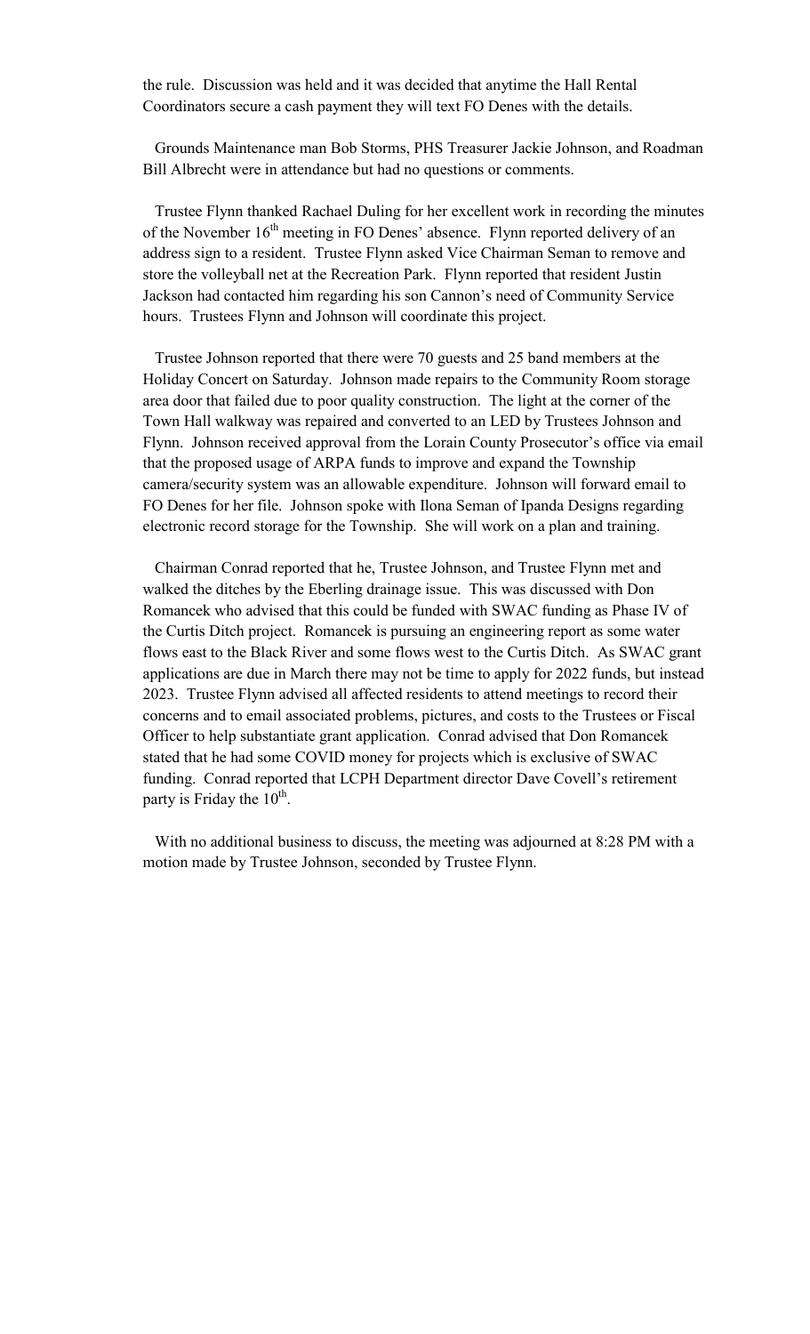the rule. Discussion was held and it was decided that anytime the Hall Rental Coordinators secure a cash payment they will text FO Denes with the details.

Grounds Maintenance man Bob Storms, PHS Treasurer Jackie Johnson, and Roadman Bill Albrecht were in attendance but had no questions or comments.

Trustee Flynn thanked Rachael Duling for her excellent work in recording the minutes of the November 16th meeting in FO Denes' absence. Flynn reported delivery of an address sign to a resident. Trustee Flynn asked Vice Chairman Seman to remove and store the volleyball net at the Recreation Park. Flynn reported that resident Justin Jackson had contacted him regarding his son Cannon's need of Community Service hours. Trustees Flynn and Johnson will coordinate this project.

Trustee Johnson reported that there were 70 guests and 25 band members at the Holiday Concert on Saturday. Johnson made repairs to the Community Room storage area door that failed due to poor quality construction. The light at the corner of the Town Hall walkway was repaired and converted to an LED by Trustees Johnson and Flynn. Johnson received approval from the Lorain County Prosecutor's office via email that the proposed usage of ARPA funds to improve and expand the Township camera/security system was an allowable expenditure. Johnson will forward email to FO Denes for her file. Johnson spoke with Ilona Seman of Ipanda Designs regarding electronic record storage for the Township. She will work on a plan and training.

Chairman Conrad reported that he, Trustee Johnson, and Trustee Flynn met and walked the ditches by the Eberling drainage issue. This was discussed with Don Romancek who advised that this could be funded with SWAC funding as Phase IV of the Curtis Ditch project. Romancek is pursuing an engineering report as some water flows east to the Black River and some flows west to the Curtis Ditch. As SWAC grant applications are due in March there may not be time to apply for 2022 funds, but instead 2023. Trustee Flynn advised all affected residents to attend meetings to record their concerns and to email associated problems, pictures, and costs to the Trustees or Fiscal Officer to help substantiate grant application. Conrad advised that Don Romancek stated that he had some COVID money for projects which is exclusive of SWAC funding. Conrad reported that LCPH Department director Dave Covell's retirement party is Friday the 10th.

With no additional business to discuss, the meeting was adjourned at 8:28 PM with a motion made by Trustee Johnson, seconded by Trustee Flynn.